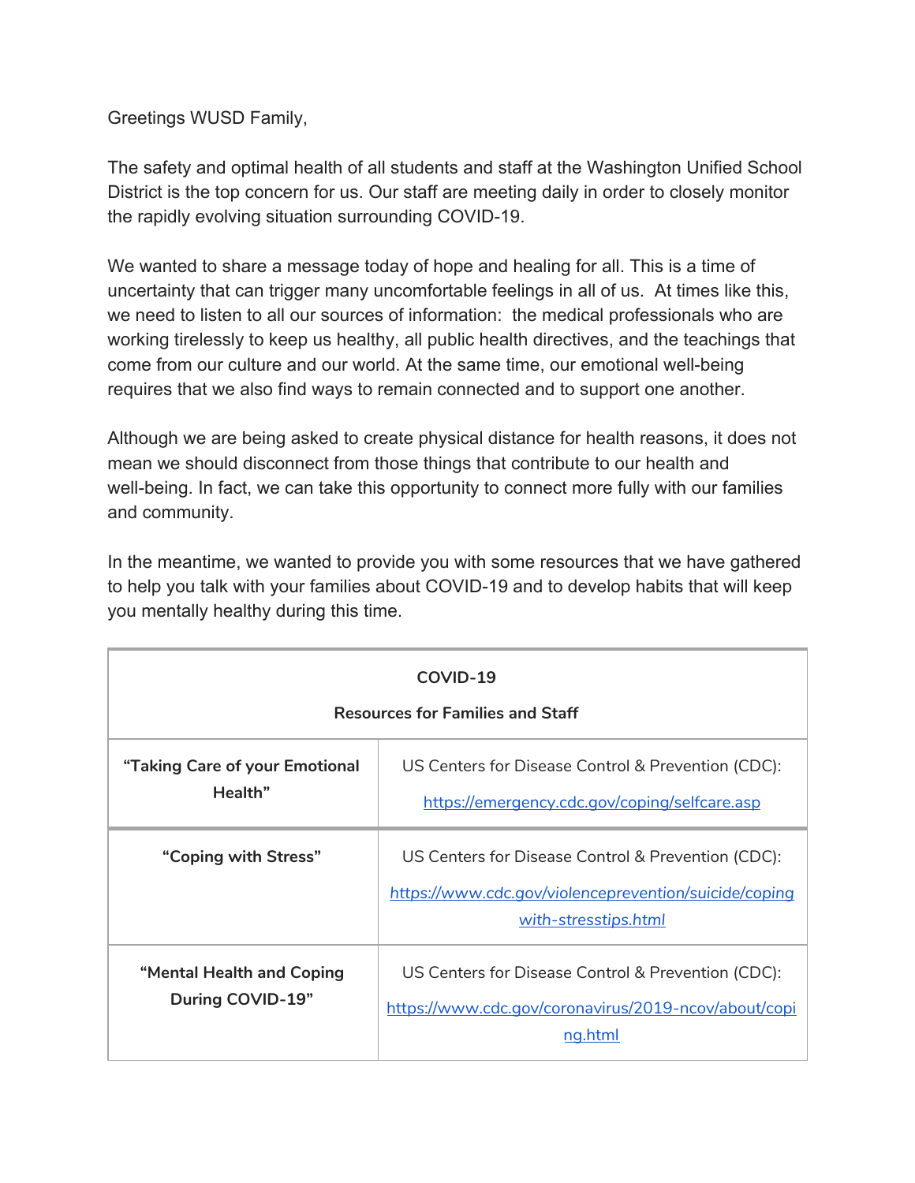Greetings WUSD Family,

The safety and optimal health of all students and staff at the Washington Unified School District is the top concern for us. Our staff are meeting daily in order to closely monitor the rapidly evolving situation surrounding COVID-19.

We wanted to share a message today of hope and healing for all. This is a time of uncertainty that can trigger many uncomfortable feelings in all of us. At times like this, we need to listen to all our sources of information: the medical professionals who are working tirelessly to keep us healthy, all public health directives, and the teachings that come from our culture and our world. At the same time, our emotional well-being requires that we also find ways to remain connected and to support one another.

Although we are being asked to create physical distance for health reasons, it does not mean we should disconnect from those things that contribute to our health and well-being. In fact, we can take this opportunity to connect more fully with our families and community.

In the meantime, we wanted to provide you with some resources that we have gathered to help you talk with your families about COVID-19 and to develop habits that will keep you mentally healthy during this time.

| **COVID-19**<br>**Resources for Families and Staff** | |
|---|---|
| **"Taking Care of your Emotional Health"** | US Centers for Disease Control & Prevention (CDC):<br>https://emergency.cdc.gov/coping/selfcare.asp |
| **"Coping with Stress"** | US Centers for Disease Control & Prevention (CDC):<br>*https://www.cdc.gov/violenceprevention/suicide/copingwith-stresstips.html* |
| **"Mental Health and Coping During COVID-19"** | US Centers for Disease Control & Prevention (CDC):<br>https://www.cdc.gov/coronavirus/2019-ncov/about/coping.html |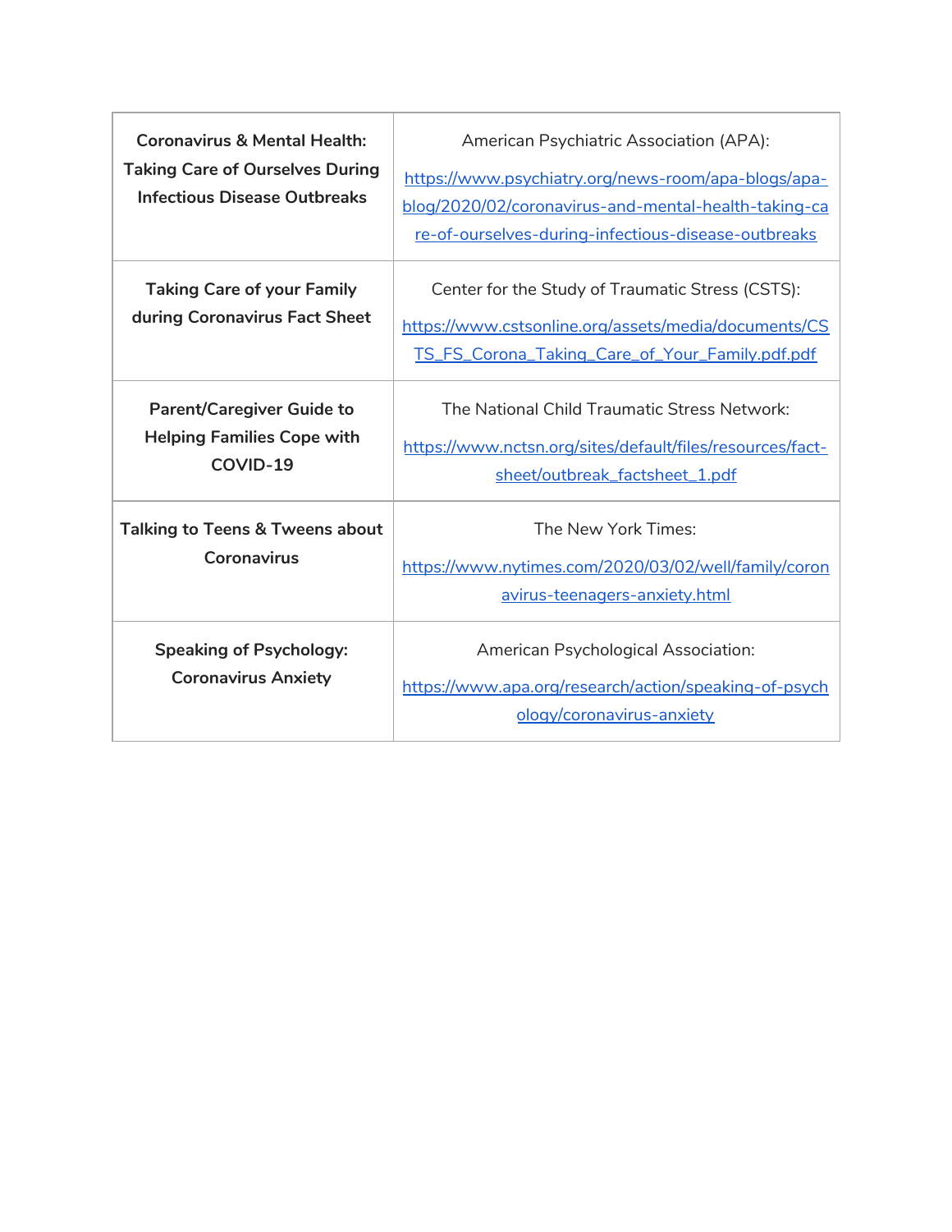| | |
|---|---|
| **Coronavirus & Mental Health: Taking Care of Ourselves During Infectious Disease Outbreaks** | American Psychiatric Association (APA): https://www.psychiatry.org/news-room/apa-blogs/apa-blog/2020/02/coronavirus-and-mental-health-taking-care-of-ourselves-during-infectious-disease-outbreaks |
| **Taking Care of your Family during Coronavirus Fact Sheet** | Center for the Study of Traumatic Stress (CSTS): https://www.cstsonline.org/assets/media/documents/CSTS_FS_Corona_Taking_Care_of_Your_Family.pdf.pdf |
| **Parent/Caregiver Guide to Helping Families Cope with COVID-19** | The National Child Traumatic Stress Network: https://www.nctsn.org/sites/default/files/resources/fact-sheet/outbreak_factsheet_1.pdf |
| **Talking to Teens & Tweens about Coronavirus** | The New York Times: https://www.nytimes.com/2020/03/02/well/family/coronavirus-teenagers-anxiety.html |
| **Speaking of Psychology: Coronavirus Anxiety** | American Psychological Association: https://www.apa.org/research/action/speaking-of-psychology/coronavirus-anxiety |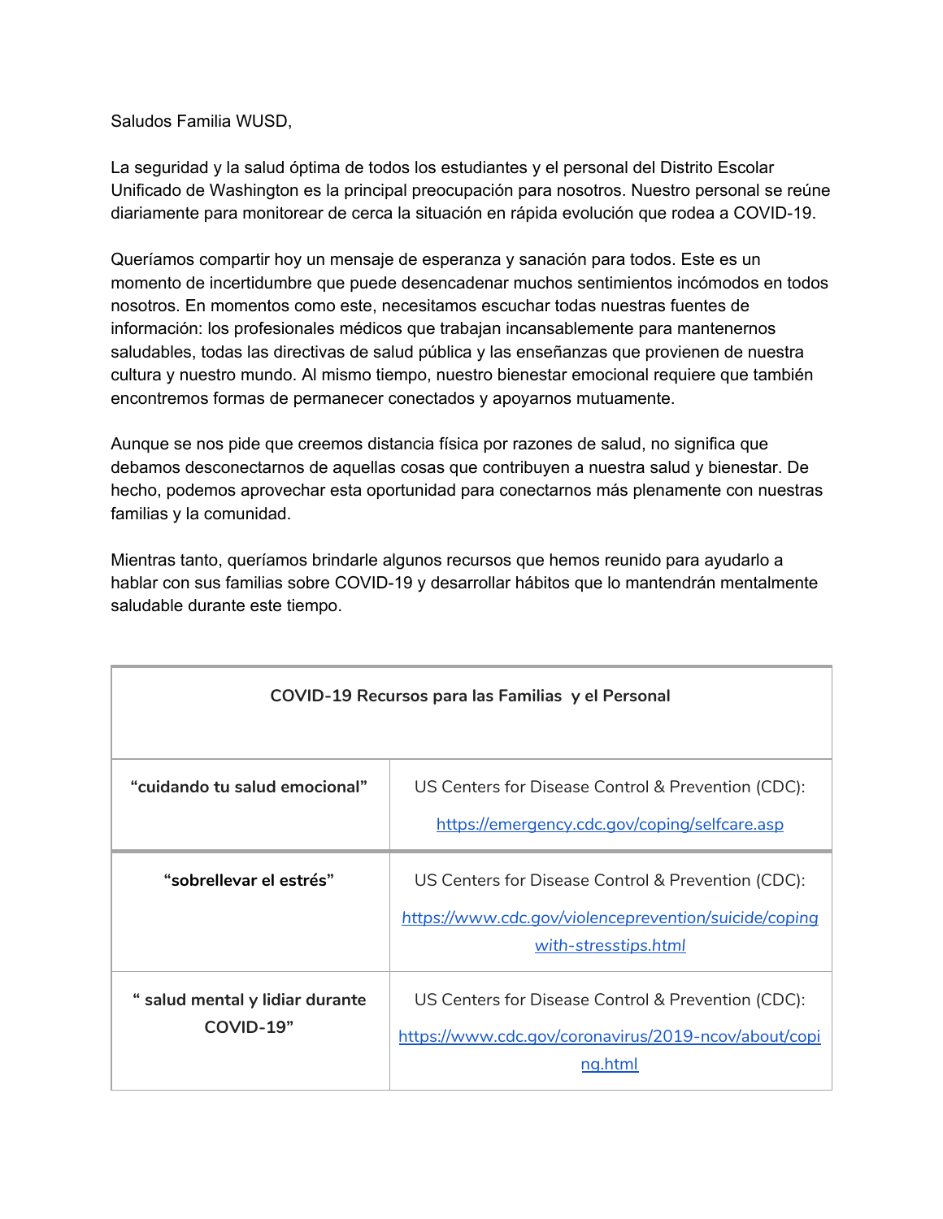Saludos Familia WUSD,

La seguridad y la salud óptima de todos los estudiantes y el personal del Distrito Escolar Unificado de Washington es la principal preocupación para nosotros. Nuestro personal se reúne diariamente para monitorear de cerca la situación en rápida evolución que rodea a COVID-19.

Queríamos compartir hoy un mensaje de esperanza y sanación para todos. Este es un momento de incertidumbre que puede desencadenar muchos sentimientos incómodos en todos nosotros. En momentos como este, necesitamos escuchar todas nuestras fuentes de información: los profesionales médicos que trabajan incansablemente para mantenernos saludables, todas las directivas de salud pública y las enseñanzas que provienen de nuestra cultura y nuestro mundo. Al mismo tiempo, nuestro bienestar emocional requiere que también encontremos formas de permanecer conectados y apoyarnos mutuamente.

Aunque se nos pide que creemos distancia física por razones de salud, no significa que debamos desconectarnos de aquellas cosas que contribuyen a nuestra salud y bienestar. De hecho, podemos aprovechar esta oportunidad para conectarnos más plenamente con nuestras familias y la comunidad.

Mientras tanto, queríamos brindarle algunos recursos que hemos reunido para ayudarlo a hablar con sus familias sobre COVID-19 y desarrollar hábitos que lo mantendrán mentalmente saludable durante este tiempo.

| **COVID-19 Recursos para las Familias y el Personal** | |
|---|---|
| **“cuidando tu salud emocional”** | US Centers for Disease Control & Prevention (CDC): https://emergency.cdc.gov/coping/selfcare.asp |
| **“sobrellevar el estrés”** | US Centers for Disease Control & Prevention (CDC): *https://www.cdc.gov/violenceprevention/suicide/copingwith-stresstips.html* |
| **“ salud mental y lidiar durante COVID-19”** | US Centers for Disease Control & Prevention (CDC): https://www.cdc.gov/coronavirus/2019-ncov/about/coping.html |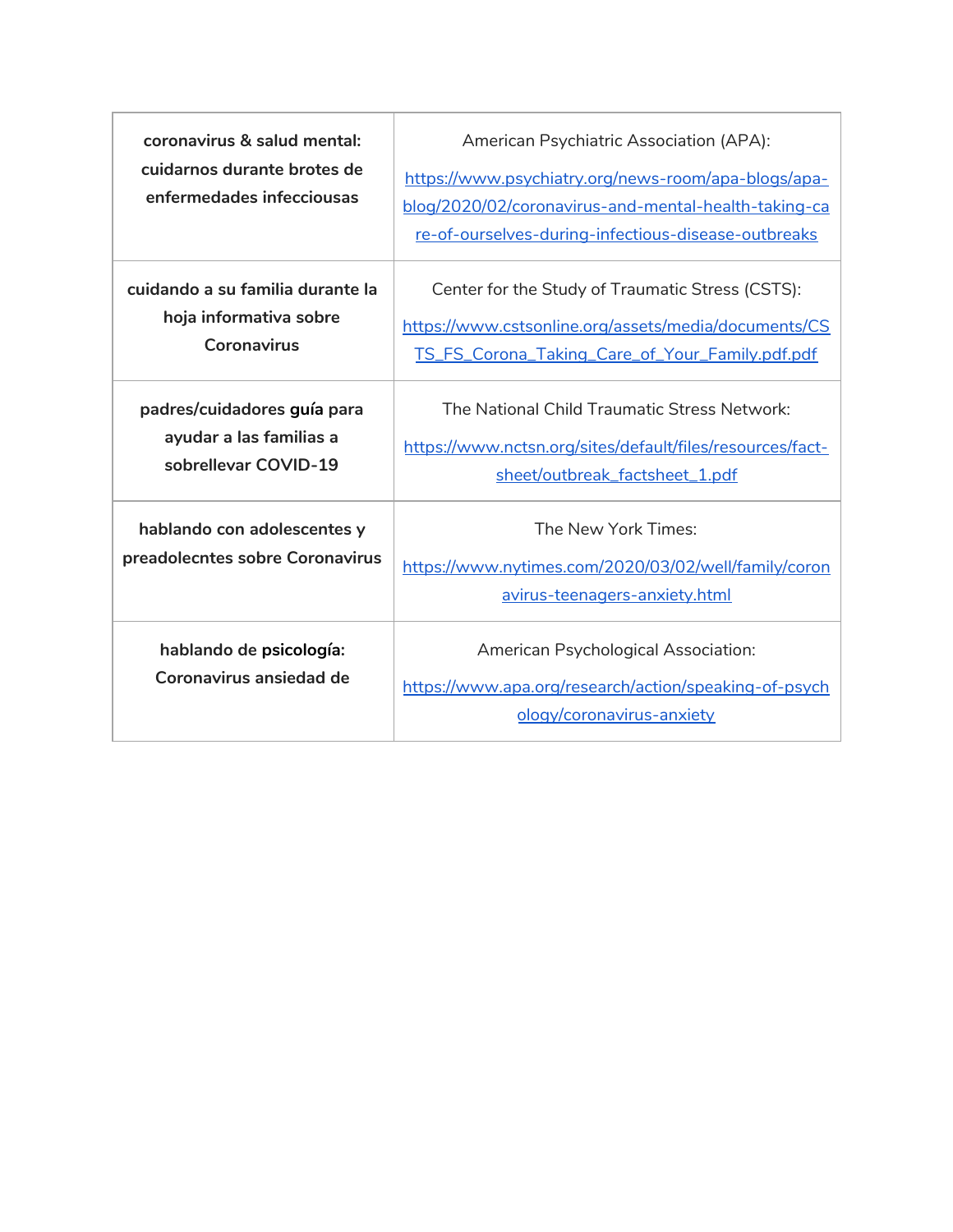| | |
|---|---|
| **coronavirus & salud mental: cuidarnos durante brotes de enfermedades infecciousas** | American Psychiatric Association (APA): https://www.psychiatry.org/news-room/apa-blogs/apa-blog/2020/02/coronavirus-and-mental-health-taking-care-of-ourselves-during-infectious-disease-outbreaks |
| **cuidando a su familia durante la hoja informativa sobre Coronavirus** | Center for the Study of Traumatic Stress (CSTS): https://www.cstsonline.org/assets/media/documents/CSTS_FS_Corona_Taking_Care_of_Your_Family.pdf.pdf |
| **padres/cuidadores guía para ayudar a las familias a sobrellevar COVID-19** | The National Child Traumatic Stress Network: https://www.nctsn.org/sites/default/files/resources/fact-sheet/outbreak_factsheet_1.pdf |
| **hablando con adolescentes y preadolecntes sobre Coronavirus** | The New York Times: https://www.nytimes.com/2020/03/02/well/family/coronavirus-teenagers-anxiety.html |
| **hablando de psicología: Coronavirus ansiedad de** | American Psychological Association: https://www.apa.org/research/action/speaking-of-psychology/coronavirus-anxiety |